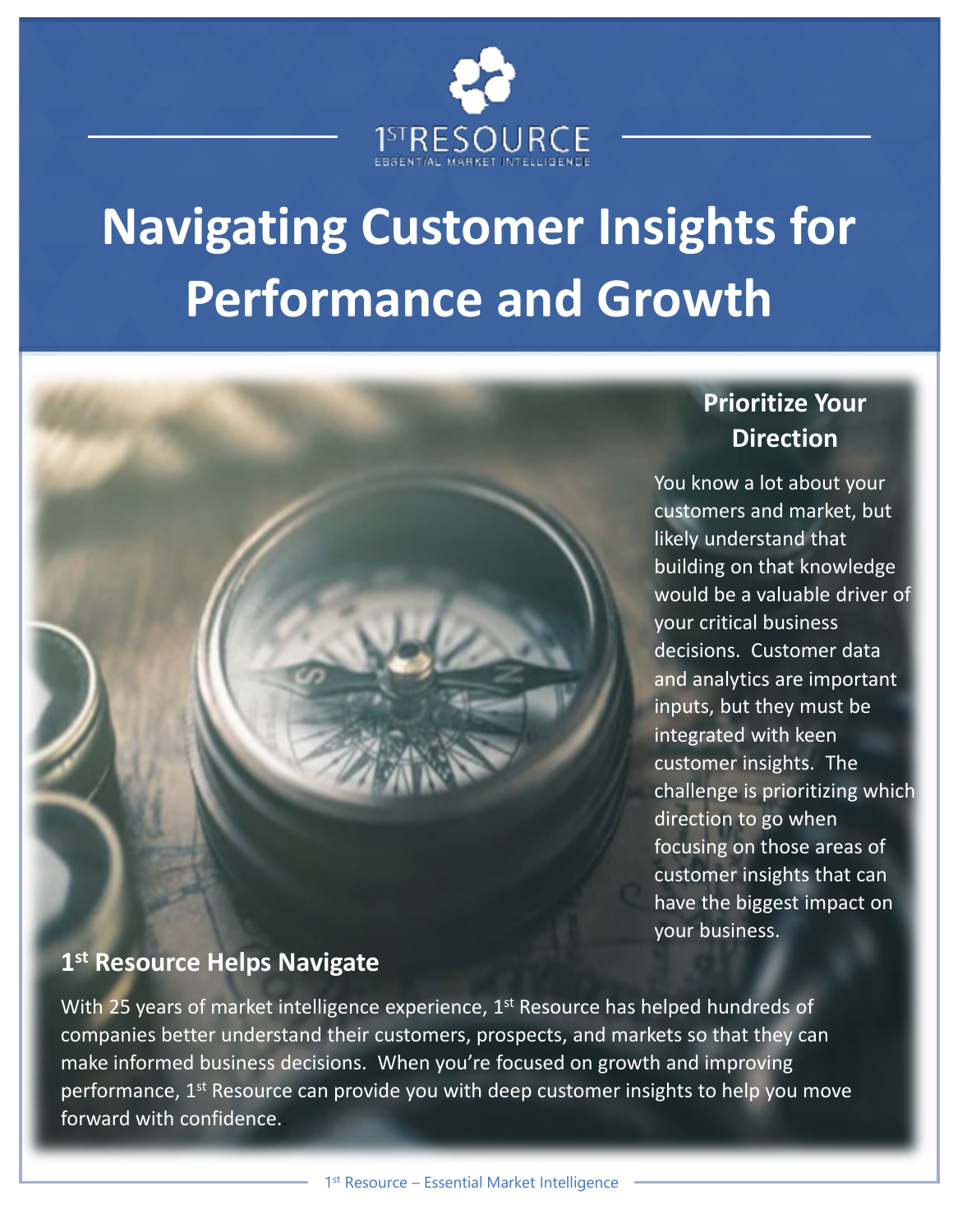1ST RESOURCE

ESSENTIAL MARKET INTELLIGENCE

# Navigating Customer Insights for Performance and Growth

## Prioritize Your Direction

You know a lot about your customers and market, but likely understand that building on that knowledge would be a valuable driver of your critical business decisions. Customer data and analytics are important inputs, but they must be integrated with keen customer insights. The challenge is prioritizing which direction to go when focusing on those areas of customer insights that can have the biggest impact on your business.

## 1st Resource Helps Navigate

With 25 years of market intelligence experience, 1st Resource has helped hundreds of companies better understand their customers, prospects, and markets so that they can make informed business decisions. When you're focused on growth and improving performance, 1st Resource can provide you with deep customer insights to help you move forward with confidence.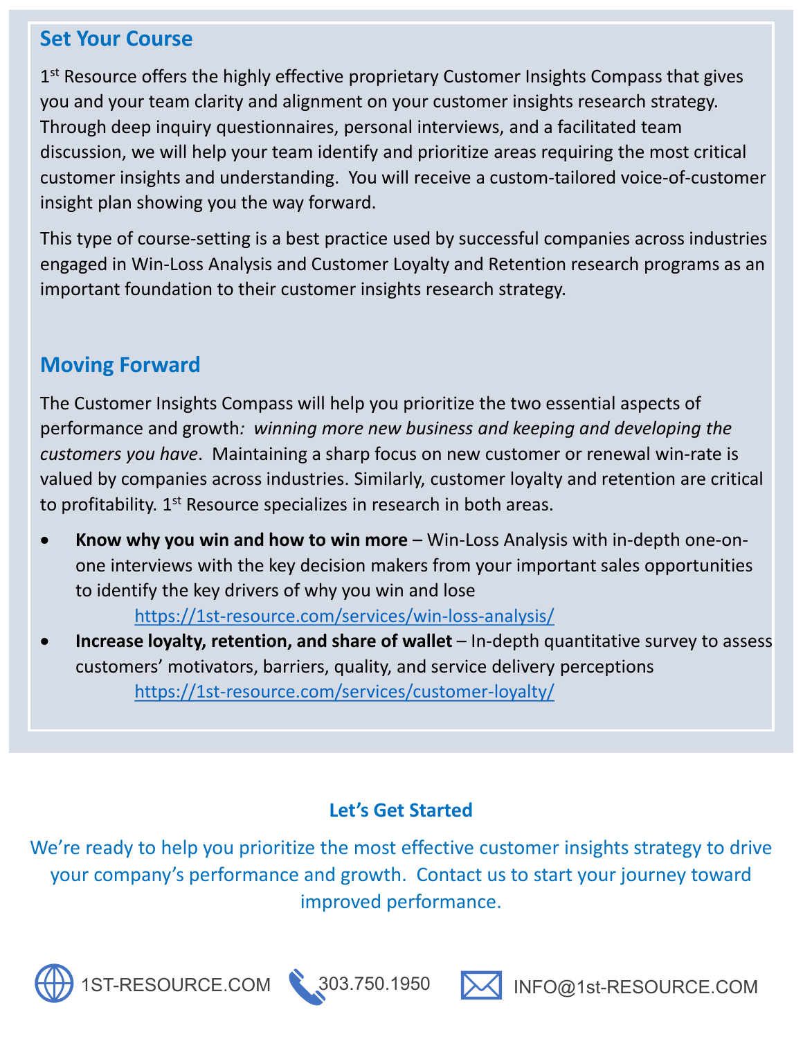## Set Your Course

1st Resource offers the highly effective proprietary Customer Insights Compass that gives you and your team clarity and alignment on your customer insights research strategy. Through deep inquiry questionnaires, personal interviews, and a facilitated team discussion, we will help your team identify and prioritize areas requiring the most critical customer insights and understanding. You will receive a custom-tailored voice-of-customer insight plan showing you the way forward.

This type of course-setting is a best practice used by successful companies across industries engaged in Win-Loss Analysis and Customer Loyalty and Retention research programs as an important foundation to their customer insights research strategy.

## Moving Forward

The Customer Insights Compass will help you prioritize the two essential aspects of performance and growth*: winning more new business and keeping and developing the customers you have*. Maintaining a sharp focus on new customer or renewal win-rate is valued by companies across industries. Similarly, customer loyalty and retention are critical to profitability. 1st Resource specializes in research in both areas.

- **Know why you win and how to win more** – Win-Loss Analysis with in-depth one-on-one interviews with the key decision makers from your important sales opportunities to identify the key drivers of why you win and lose
  https://1st-resource.com/services/win-loss-analysis/
- **Increase loyalty, retention, and share of wallet** – In-depth quantitative survey to assess customers' motivators, barriers, quality, and service delivery perceptions
  https://1st-resource.com/services/customer-loyalty/

### Let's Get Started

We're ready to help you prioritize the most effective customer insights strategy to drive your company's performance and growth. Contact us to start your journey toward improved performance.

1ST-RESOURCE.COM | 303.750.1950 | INFO@1st-RESOURCE.COM